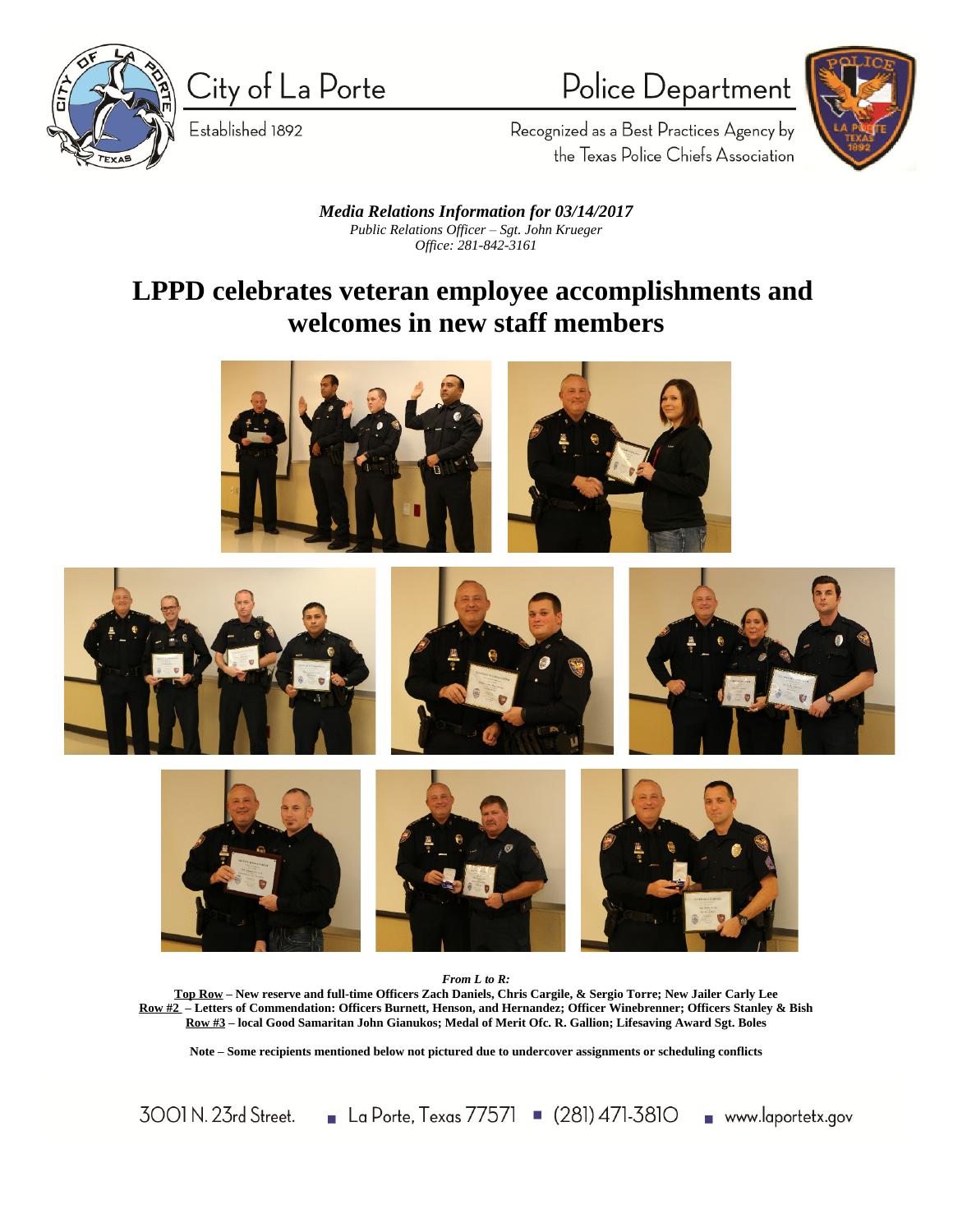City of La Porte

Established 1892

Police Department

Recognized as a Best Practices Agency by the Texas Police Chiefs Association

***Media Relations Information for 03/14/2017***

*Public Relations Officer – Sgt. John Krueger*

*Office: 281-842-3161*

# LPPD celebrates veteran employee accomplishments and welcomes in new staff members

***From L to R:***

**Top Row – New reserve and full-time Officers Zach Daniels, Chris Cargile, & Sergio Torre; New Jailer Carly Lee**

**Row #2 – Letters of Commendation: Officers Burnett, Henson, and Hernandez; Officer Winebrenner; Officers Stanley & Bish**

**Row #3 – local Good Samaritan John Gianukos; Medal of Merit Ofc. R. Gallion; Lifesaving Award Sgt. Boles**

**Note – Some recipients mentioned below not pictured due to undercover assignments or scheduling conflicts**

3001 N. 23rd Street. La Porte, Texas 77571 (281) 471-3810 www.laportetx.gov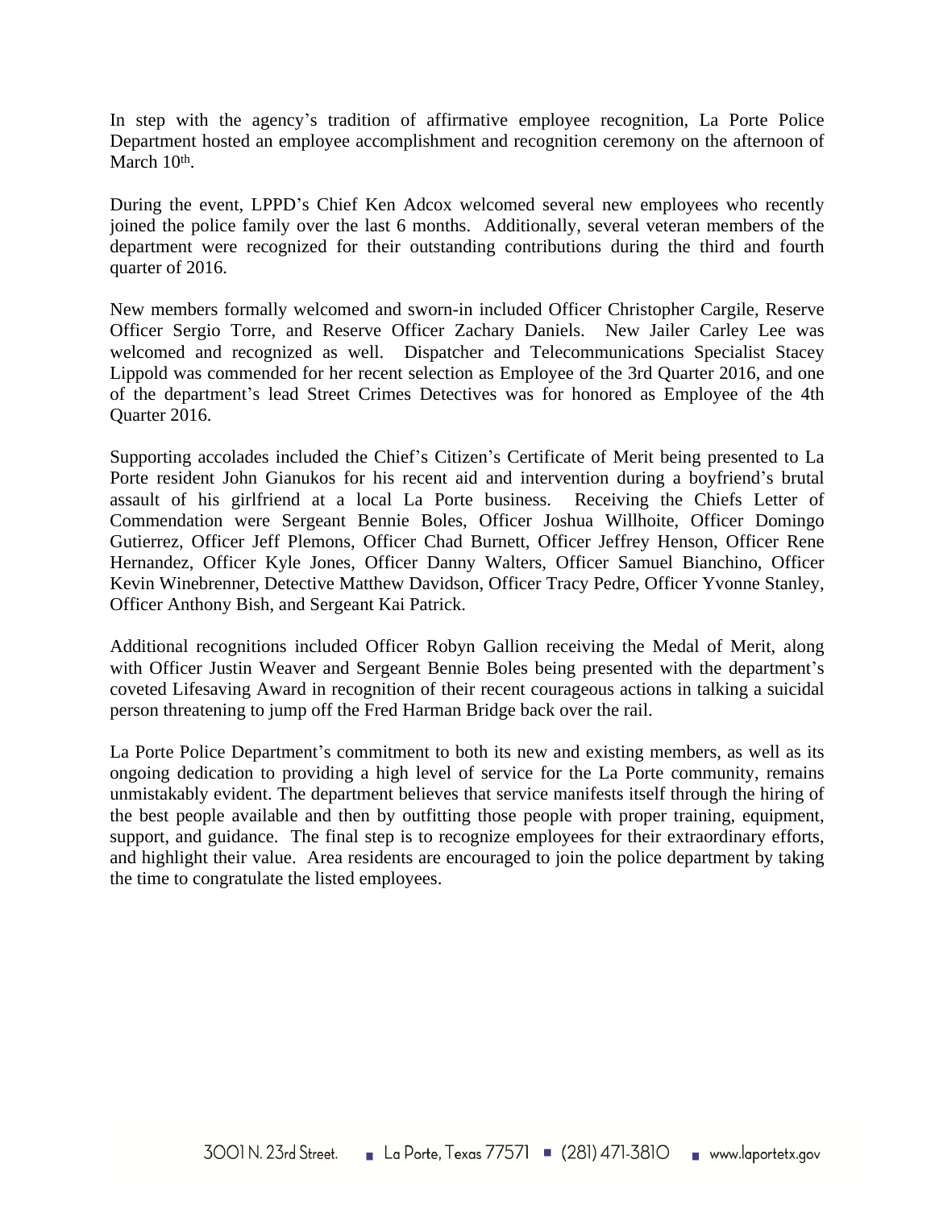In step with the agency's tradition of affirmative employee recognition, La Porte Police Department hosted an employee accomplishment and recognition ceremony on the afternoon of March 10th.

During the event, LPPD's Chief Ken Adcox welcomed several new employees who recently joined the police family over the last 6 months. Additionally, several veteran members of the department were recognized for their outstanding contributions during the third and fourth quarter of 2016.

New members formally welcomed and sworn-in included Officer Christopher Cargile, Reserve Officer Sergio Torre, and Reserve Officer Zachary Daniels. New Jailer Carley Lee was welcomed and recognized as well. Dispatcher and Telecommunications Specialist Stacey Lippold was commended for her recent selection as Employee of the 3rd Quarter 2016, and one of the department's lead Street Crimes Detectives was for honored as Employee of the 4th Quarter 2016.

Supporting accolades included the Chief's Citizen's Certificate of Merit being presented to La Porte resident John Gianukos for his recent aid and intervention during a boyfriend's brutal assault of his girlfriend at a local La Porte business. Receiving the Chiefs Letter of Commendation were Sergeant Bennie Boles, Officer Joshua Willhoite, Officer Domingo Gutierrez, Officer Jeff Plemons, Officer Chad Burnett, Officer Jeffrey Henson, Officer Rene Hernandez, Officer Kyle Jones, Officer Danny Walters, Officer Samuel Bianchino, Officer Kevin Winebrenner, Detective Matthew Davidson, Officer Tracy Pedre, Officer Yvonne Stanley, Officer Anthony Bish, and Sergeant Kai Patrick.

Additional recognitions included Officer Robyn Gallion receiving the Medal of Merit, along with Officer Justin Weaver and Sergeant Bennie Boles being presented with the department's coveted Lifesaving Award in recognition of their recent courageous actions in talking a suicidal person threatening to jump off the Fred Harman Bridge back over the rail.

La Porte Police Department's commitment to both its new and existing members, as well as its ongoing dedication to providing a high level of service for the La Porte community, remains unmistakably evident. The department believes that service manifests itself through the hiring of the best people available and then by outfitting those people with proper training, equipment, support, and guidance. The final step is to recognize employees for their extraordinary efforts, and highlight their value. Area residents are encouraged to join the police department by taking the time to congratulate the listed employees.

3001 N. 23rd Street. ▪ La Porte, Texas 77571 ▪ (281) 471-3810 ▪ www.laportetx.gov